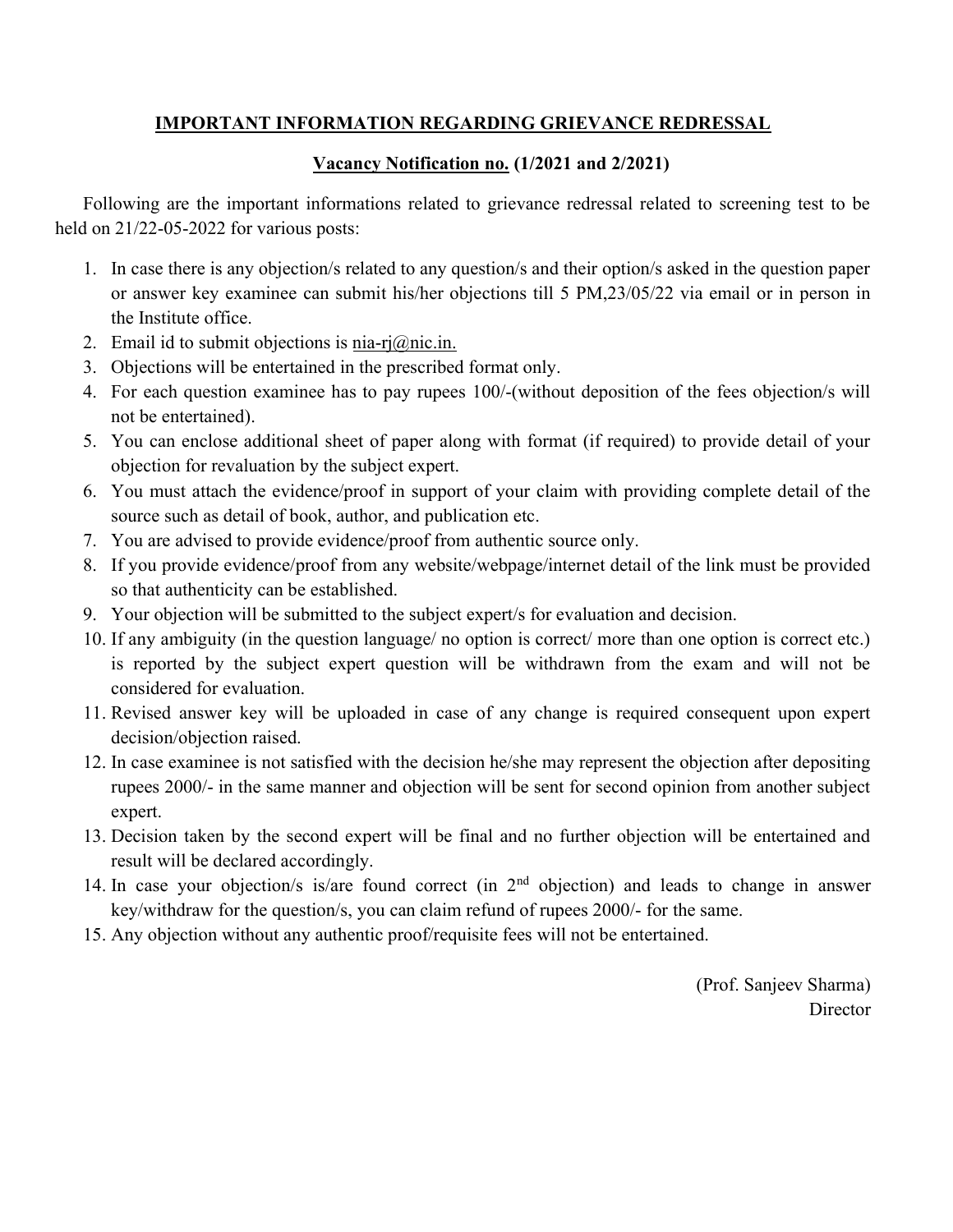## IMPORTANT INFORMATION REGARDING GRIEVANCE REDRESSAL

### Vacancy Notification no. (1/2021 and 2/2021)

Following are the important informations related to grievance redressal related to screening test to be held on 21/22-05-2022 for various posts:

1. In case there is any objection/s related to any question/s and their option/s asked in the question paper or answer key examinee can submit his/her objections till 5 PM,23/05/22 via email or in person in the Institute office.
2. Email id to submit objections is nia-rj@nic.in.
3. Objections will be entertained in the prescribed format only.
4. For each question examinee has to pay rupees 100/-(without deposition of the fees objection/s will not be entertained).
5. You can enclose additional sheet of paper along with format (if required) to provide detail of your objection for revaluation by the subject expert.
6. You must attach the evidence/proof in support of your claim with providing complete detail of the source such as detail of book, author, and publication etc.
7. You are advised to provide evidence/proof from authentic source only.
8. If you provide evidence/proof from any website/webpage/internet detail of the link must be provided so that authenticity can be established.
9. Your objection will be submitted to the subject expert/s for evaluation and decision.
10. If any ambiguity (in the question language/ no option is correct/ more than one option is correct etc.) is reported by the subject expert question will be withdrawn from the exam and will not be considered for evaluation.
11. Revised answer key will be uploaded in case of any change is required consequent upon expert decision/objection raised.
12. In case examinee is not satisfied with the decision he/she may represent the objection after depositing rupees 2000/- in the same manner and objection will be sent for second opinion from another subject expert.
13. Decision taken by the second expert will be final and no further objection will be entertained and result will be declared accordingly.
14. In case your objection/s is/are found correct (in 2nd objection) and leads to change in answer key/withdraw for the question/s, you can claim refund of rupees 2000/- for the same.
15. Any objection without any authentic proof/requisite fees will not be entertained.

(Prof. Sanjeev Sharma)
Director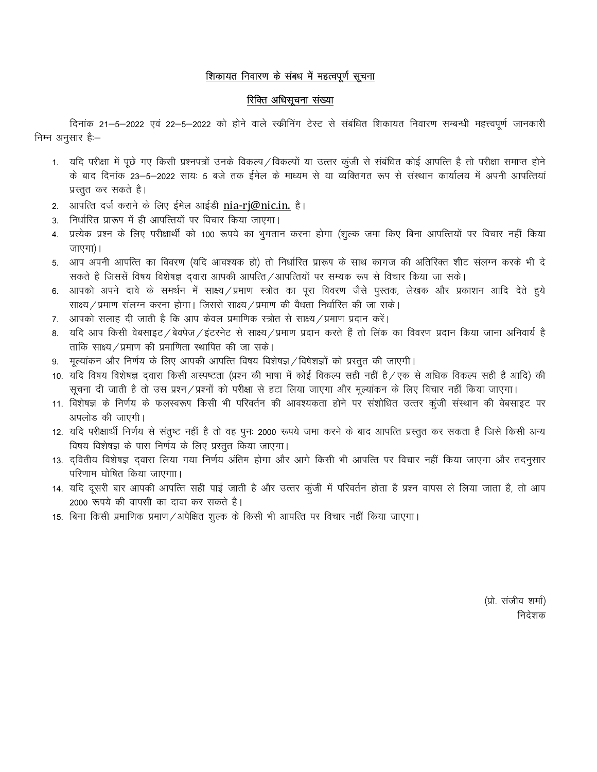## शिकायत निवारण के संबध में महत्वपूर्ण सूचना

## रिक्ति अधिसूचना संख्या

दिनांक 21–5–2022 एवं 22–5–2022 को होने वाले स्क्रीनिंग टेस्ट से संबंधित शिकायत निवारण सम्बन्धी महत्त्वपूर्ण जानकारी निम्न अनुसार है:–

1. यदि परीक्षा में पूछे गए किसी प्रश्नपत्रों उनके विकल्प/विकल्पों या उत्तर कुंजी से संबंधित कोई आपत्ति है तो परीक्षा समाप्त होने के बाद दिनांक 23–5–2022 सायः 5 बजे तक ईमेल के माध्यम से या व्यक्तिगत रूप से संस्थान कार्यालय में अपनी आपत्तियां प्रस्तुत कर सकते है।
2. आपत्ति दर्ज कराने के लिए ईमेल आईडी nia-rj@nic.in. है।
3. निर्धारित प्रारूप में ही आपत्तियों पर विचार किया जाएगा।
4. प्रत्येक प्रश्न के लिए परीक्षार्थी को 100 रूपये का भुगतान करना होगा (शुल्क जमा किए बिना आपत्तियों पर विचार नहीं किया जाएगा)।
5. आप अपनी आपत्ति का विवरण (यदि आवश्यक हो) तो निर्धारित प्रारूप के साथ कागज की अतिरिक्त शीट संलग्न करके भी दे सकते है जिससें विषय विशेषज्ञ द्वारा आपकी आपत्ति/आपत्तियों पर सम्यक रूप से विचार किया जा सके।
6. आपको अपने दावे के समर्थन में साक्ष्य/प्रमाण स्त्रोत का पूरा विवरण जैसे पुस्तक, लेखक और प्रकाशन आदि देते हुये साक्ष्य/प्रमाण संलग्न करना होगा। जिससे साक्ष्य/प्रमाण की वैधता निर्धारित की जा सके।
7. आपको सलाह दी जाती है कि आप केवल प्रमाणिक स्त्रोत से साक्ष्य/प्रमाण प्रदान करें।
8. यदि आप किसी वेबसाइट/बेवपेज/इंटरनेट से साक्ष्य/प्रमाण प्रदान करते हैं तो लिंक का विवरण प्रदान किया जाना अनिवार्य है ताकि साक्ष्य/प्रमाण की प्रमाणिता स्थापित की जा सके।
9. मूल्यांकन और निर्णय के लिए आपकी आपत्ति विषय विशेषज्ञ/विषेशज्ञों को प्रस्तुत की जाएगी।
10. यदि विषय विशेषज्ञ द्वारा किसी अस्पष्टता (प्रश्न की भाषा में कोई विकल्प सही नहीं है/एक से अधिक विकल्प सही है आदि) की सूचना दी जाती है तो उस प्रश्न/प्रश्नों को परीक्षा से हटा लिया जाएगा और मूल्यांकन के लिए विचार नहीं किया जाएगा।
11. विशेषज्ञ के निर्णय के फलस्वरूप किसी भी परिवर्तन की आवश्यकता होने पर संशोधित उत्तर कुंजी संस्थान की वेबसाइट पर अपलोड की जाएगी।
12. यदि परीक्षार्थी निर्णय से संतुष्ट नहीं है तो वह पुनः 2000 रूपये जमा करने के बाद आपत्ति प्रस्तुत कर सकता है जिसे किसी अन्य विषय विशेषज्ञ के पास निर्णय के लिए प्रस्तुत किया जाएगा।
13. द्वितीय विशेषज्ञ द्वारा लिया गया निर्णय अंतिम होगा और आगे किसी भी आपत्ति पर विचार नहीं किया जाएगा और तदनुसार परिणाम घोषित किया जाएगा।
14. यदि दूसरी बार आपकी आपत्ति सही पाई जाती है और उत्तर कुंजी में परिवर्तन होता है प्रश्न वापस ले लिया जाता है, तो आप 2000 रूपये की वापसी का दावा कर सकते है।
15. बिना किसी प्रमाणिक प्रमाण/अपेक्षित शुल्क के किसी भी आपत्ति पर विचार नहीं किया जाएगा।

(प्रो. संजीव शर्मा)
निदेशक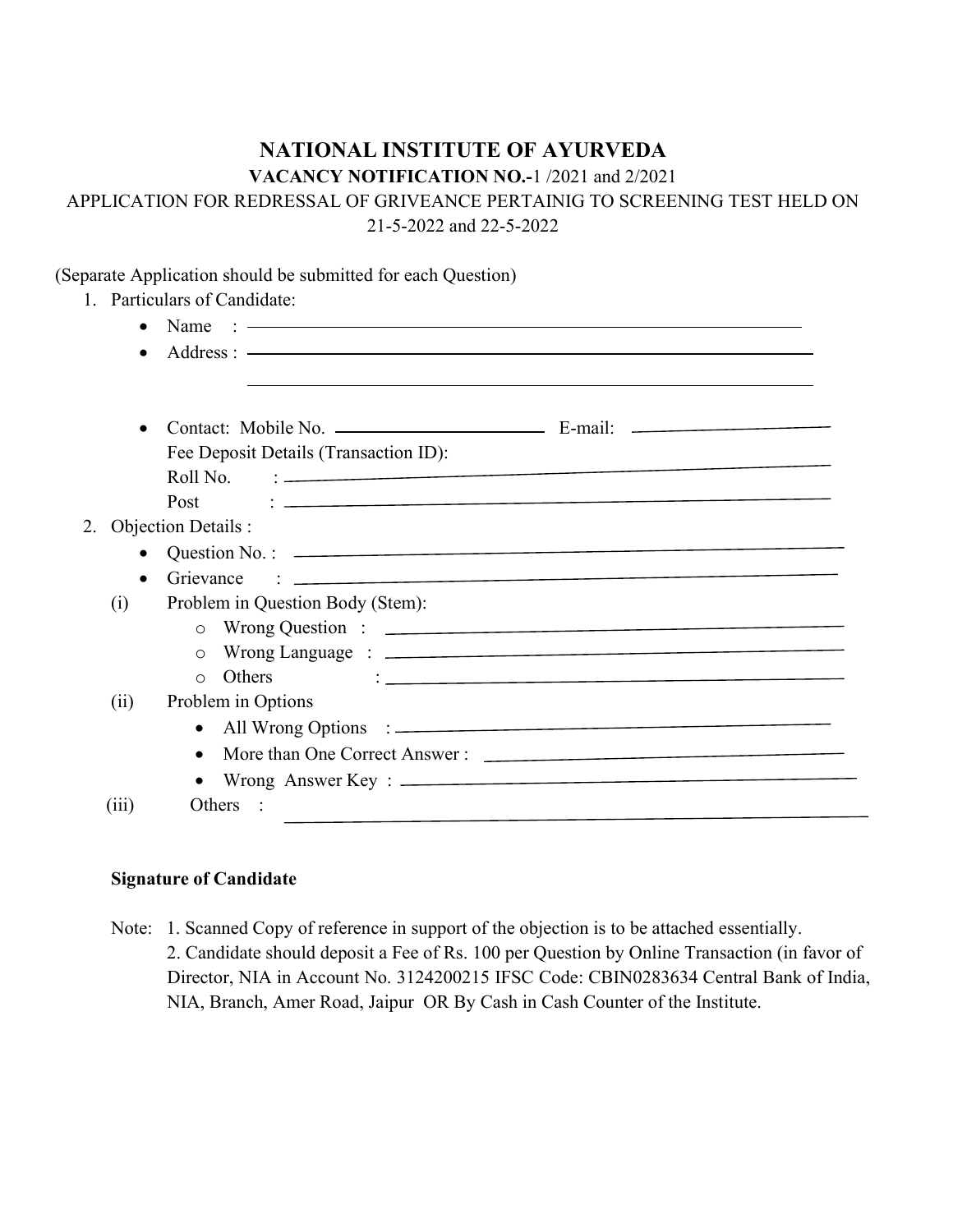# NATIONAL INSTITUTE OF AYURVEDA

**VACANCY NOTIFICATION NO.-**1 /2021 and 2/2021

APPLICATION FOR REDRESSAL OF GRIVEANCE PERTAINIG TO SCREENING TEST HELD ON 21-5-2022 and 22-5-2022

(Separate Application should be submitted for each Question)

1. Particulars of Candidate:
   - Name : \_\_\_\_\_\_\_\_\_\_\_\_\_\_\_\_\_\_\_\_\_\_\_\_\_\_\_\_\_\_\_\_\_\_\_\_\_\_\_\_\_\_\_\_
   - Address : \_\_\_\_\_\_\_\_\_\_\_\_\_\_\_\_\_\_\_\_\_\_\_\_\_\_\_\_\_\_\_\_\_\_\_\_\_\_\_\_\_\_\_\_

     \_\_\_\_\_\_\_\_\_\_\_\_\_\_\_\_\_\_\_\_\_\_\_\_\_\_\_\_\_\_\_\_\_\_\_\_\_\_\_\_\_\_\_\_

   - Contact: Mobile No. \_\_\_\_\_\_\_\_\_\_\_\_\_\_\_\_ E-mail: \_\_\_\_\_\_\_\_\_\_\_\_\_\_\_\_

     Fee Deposit Details (Transaction ID): \_\_\_\_\_\_\_\_\_\_\_\_\_\_\_\_

     Roll No. : \_\_\_\_\_\_\_\_\_\_\_\_\_\_\_\_\_\_\_\_\_\_\_\_\_\_\_\_\_\_\_\_

     Post : \_\_\_\_\_\_\_\_\_\_\_\_\_\_\_\_\_\_\_\_\_\_\_\_\_\_\_\_\_\_\_\_
2. Objection Details :
   - Question No. : \_\_\_\_\_\_\_\_\_\_\_\_\_\_\_\_\_\_\_\_\_\_\_\_\_\_\_\_\_\_\_\_
   - Grievance : \_\_\_\_\_\_\_\_\_\_\_\_\_\_\_\_\_\_\_\_\_\_\_\_\_\_\_\_\_\_\_\_

   (i) Problem in Question Body (Stem):
   - Wrong Question : \_\_\_\_\_\_\_\_\_\_\_\_\_\_\_\_\_\_\_\_\_\_\_\_\_\_\_\_\_\_\_\_
   - Wrong Language : \_\_\_\_\_\_\_\_\_\_\_\_\_\_\_\_\_\_\_\_\_\_\_\_\_\_\_\_\_\_\_\_
   - Others : \_\_\_\_\_\_\_\_\_\_\_\_\_\_\_\_\_\_\_\_\_\_\_\_\_\_\_\_\_\_\_\_

   (ii) Problem in Options
   - All Wrong Options : \_\_\_\_\_\_\_\_\_\_\_\_\_\_\_\_\_\_\_\_\_\_\_\_\_\_\_\_\_\_\_\_
   - More than One Correct Answer : \_\_\_\_\_\_\_\_\_\_\_\_\_\_\_\_\_\_\_\_\_\_\_\_\_\_\_\_\_\_\_\_
   - Wrong Answer Key : \_\_\_\_\_\_\_\_\_\_\_\_\_\_\_\_\_\_\_\_\_\_\_\_\_\_\_\_\_\_\_\_

   (iii) Others : \_\_\_\_\_\_\_\_\_\_\_\_\_\_\_\_\_\_\_\_\_\_\_\_\_\_\_\_\_\_\_\_

**Signature of Candidate**

Note: 1. Scanned Copy of reference in support of the objection is to be attached essentially.
2. Candidate should deposit a Fee of Rs. 100 per Question by Online Transaction (in favor of Director, NIA in Account No. 3124200215 IFSC Code: CBIN0283634 Central Bank of India, NIA, Branch, Amer Road, Jaipur OR By Cash in Cash Counter of the Institute.